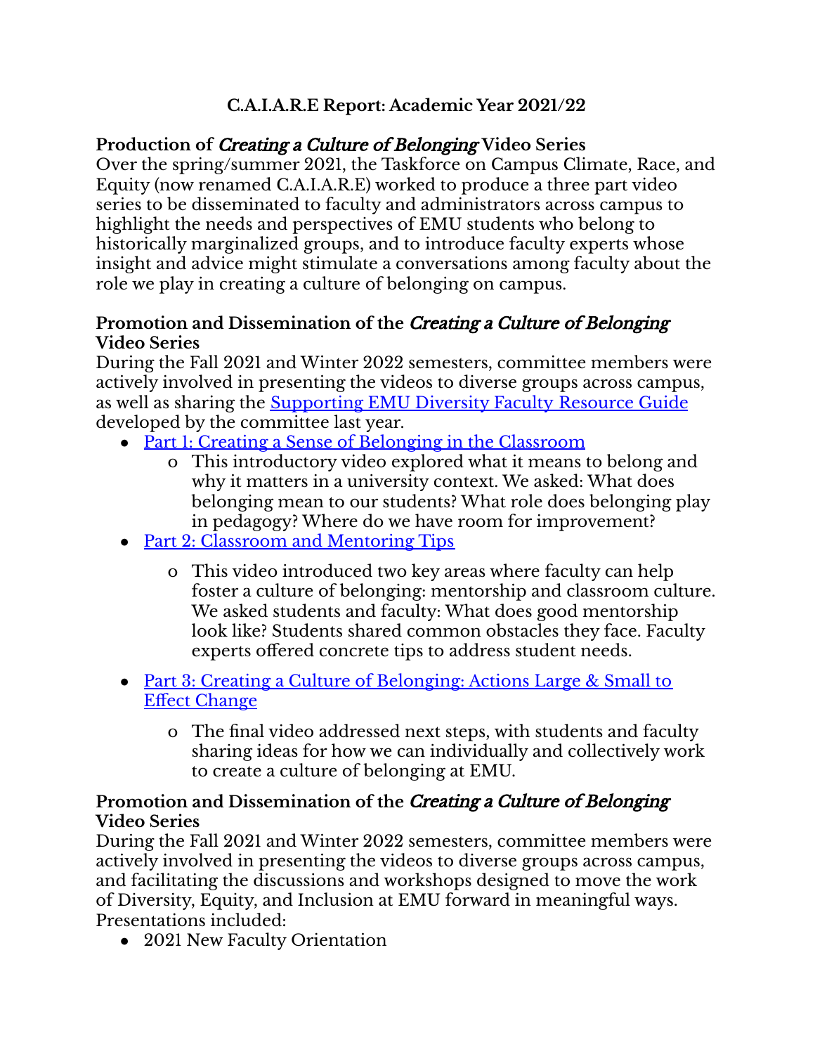# C.A.I.A.R.E Report: Academic Year 2021/22

## Production of *Creating a Culture of Belonging* Video Series

Over the spring/summer 2021, the Taskforce on Campus Climate, Race, and Equity (now renamed C.A.I.A.R.E) worked to produce a three part video series to be disseminated to faculty and administrators across campus to highlight the needs and perspectives of EMU students who belong to historically marginalized groups, and to introduce faculty experts whose insight and advice might stimulate a conversations among faculty about the role we play in creating a culture of belonging on campus.

## Promotion and Dissemination of the *Creating a Culture of Belonging* Video Series

During the Fall 2021 and Winter 2022 semesters, committee members were actively involved in presenting the videos to diverse groups across campus, as well as sharing the Supporting EMU Diversity Faculty Resource Guide developed by the committee last year.

- Part 1: Creating a Sense of Belonging in the Classroom
  - This introductory video explored what it means to belong and why it matters in a university context. We asked: What does belonging mean to our students? What role does belonging play in pedagogy? Where do we have room for improvement?
- Part 2: Classroom and Mentoring Tips
  - This video introduced two key areas where faculty can help foster a culture of belonging: mentorship and classroom culture. We asked students and faculty: What does good mentorship look like? Students shared common obstacles they face. Faculty experts offered concrete tips to address student needs.
- Part 3: Creating a Culture of Belonging: Actions Large & Small to Effect Change
  - The final video addressed next steps, with students and faculty sharing ideas for how we can individually and collectively work to create a culture of belonging at EMU.

## Promotion and Dissemination of the *Creating a Culture of Belonging* Video Series

During the Fall 2021 and Winter 2022 semesters, committee members were actively involved in presenting the videos to diverse groups across campus, and facilitating the discussions and workshops designed to move the work of Diversity, Equity, and Inclusion at EMU forward in meaningful ways. Presentations included:

- 2021 New Faculty Orientation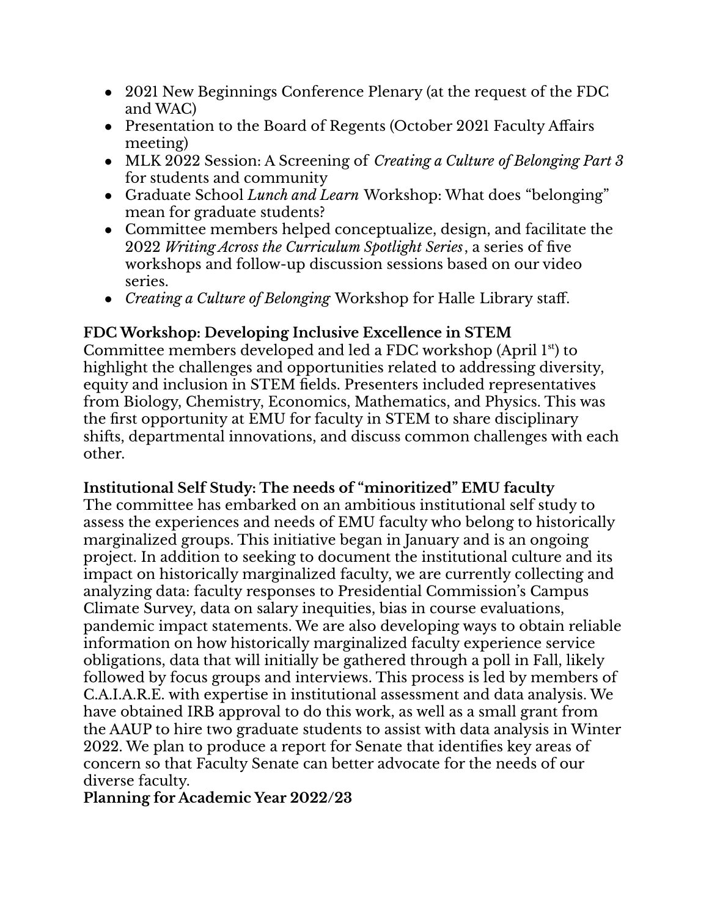- 2021 New Beginnings Conference Plenary (at the request of the FDC and WAC)
- Presentation to the Board of Regents (October 2021 Faculty Affairs meeting)
- MLK 2022 Session: A Screening of *Creating a Culture of Belonging Part 3* for students and community
- Graduate School *Lunch and Learn* Workshop: What does "belonging" mean for graduate students?
- Committee members helped conceptualize, design, and facilitate the 2022 *Writing Across the Curriculum Spotlight Series*, a series of five workshops and follow-up discussion sessions based on our video series.
- *Creating a Culture of Belonging* Workshop for Halle Library staff.

**FDC Workshop: Developing Inclusive Excellence in STEM**
Committee members developed and led a FDC workshop (April 1st) to highlight the challenges and opportunities related to addressing diversity, equity and inclusion in STEM fields. Presenters included representatives from Biology, Chemistry, Economics, Mathematics, and Physics. This was the first opportunity at EMU for faculty in STEM to share disciplinary shifts, departmental innovations, and discuss common challenges with each other.

**Institutional Self Study: The needs of "minoritized" EMU faculty**
The committee has embarked on an ambitious institutional self study to assess the experiences and needs of EMU faculty who belong to historically marginalized groups. This initiative began in January and is an ongoing project. In addition to seeking to document the institutional culture and its impact on historically marginalized faculty, we are currently collecting and analyzing data: faculty responses to Presidential Commission's Campus Climate Survey, data on salary inequities, bias in course evaluations, pandemic impact statements. We are also developing ways to obtain reliable information on how historically marginalized faculty experience service obligations, data that will initially be gathered through a poll in Fall, likely followed by focus groups and interviews. This process is led by members of C.A.I.A.R.E. with expertise in institutional assessment and data analysis. We have obtained IRB approval to do this work, as well as a small grant from the AAUP to hire two graduate students to assist with data analysis in Winter 2022. We plan to produce a report for Senate that identifies key areas of concern so that Faculty Senate can better advocate for the needs of our diverse faculty.

**Planning for Academic Year 2022/23**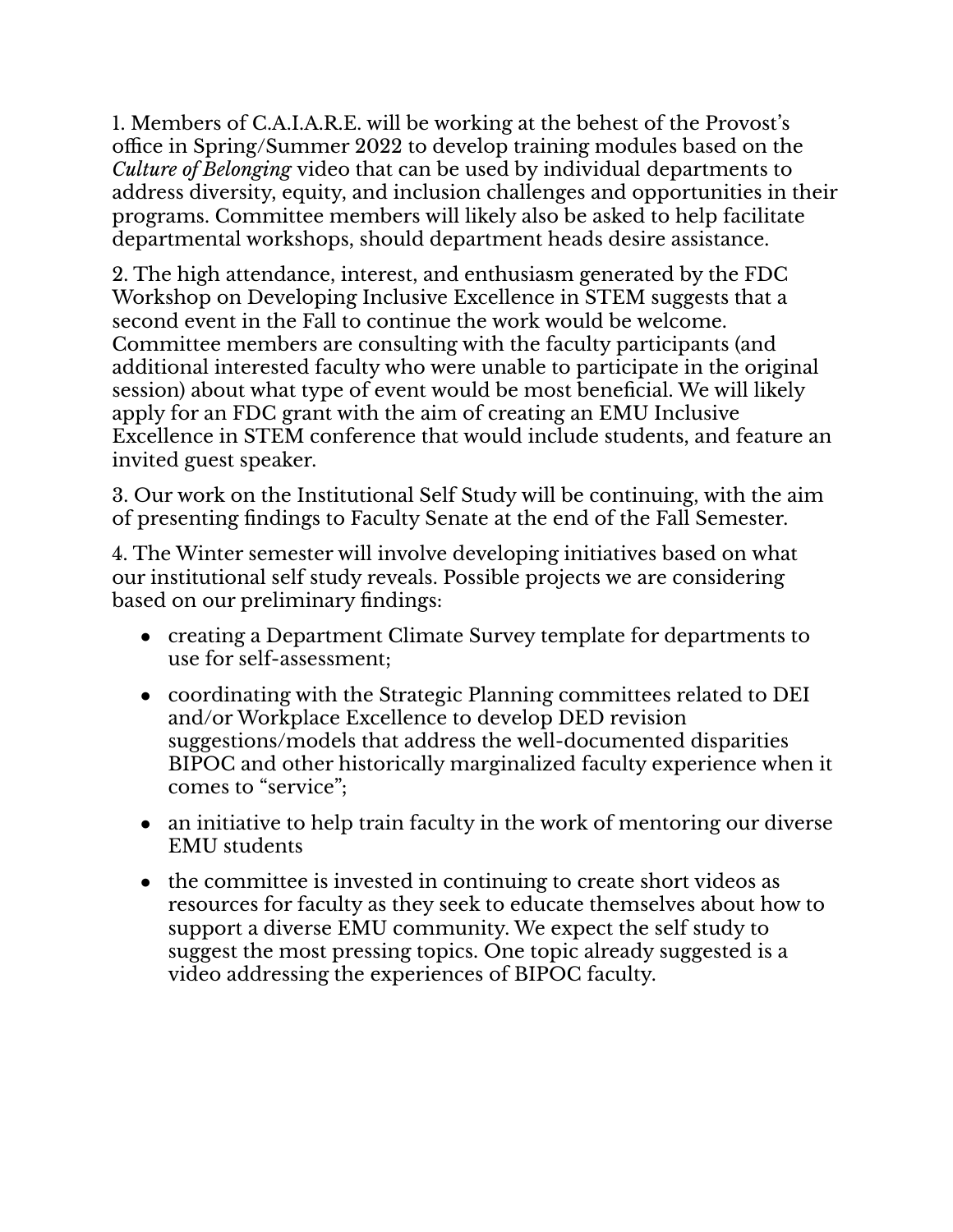1. Members of C.A.I.A.R.E. will be working at the behest of the Provost's office in Spring/Summer 2022 to develop training modules based on the *Culture of Belonging* video that can be used by individual departments to address diversity, equity, and inclusion challenges and opportunities in their programs. Committee members will likely also be asked to help facilitate departmental workshops, should department heads desire assistance.

2. The high attendance, interest, and enthusiasm generated by the FDC Workshop on Developing Inclusive Excellence in STEM suggests that a second event in the Fall to continue the work would be welcome. Committee members are consulting with the faculty participants (and additional interested faculty who were unable to participate in the original session) about what type of event would be most beneficial. We will likely apply for an FDC grant with the aim of creating an EMU Inclusive Excellence in STEM conference that would include students, and feature an invited guest speaker.

3. Our work on the Institutional Self Study will be continuing, with the aim of presenting findings to Faculty Senate at the end of the Fall Semester.

4. The Winter semester will involve developing initiatives based on what our institutional self study reveals. Possible projects we are considering based on our preliminary findings:

- creating a Department Climate Survey template for departments to use for self-assessment;
- coordinating with the Strategic Planning committees related to DEI and/or Workplace Excellence to develop DED revision suggestions/models that address the well-documented disparities BIPOC and other historically marginalized faculty experience when it comes to "service";
- an initiative to help train faculty in the work of mentoring our diverse EMU students
- the committee is invested in continuing to create short videos as resources for faculty as they seek to educate themselves about how to support a diverse EMU community. We expect the self study to suggest the most pressing topics. One topic already suggested is a video addressing the experiences of BIPOC faculty.